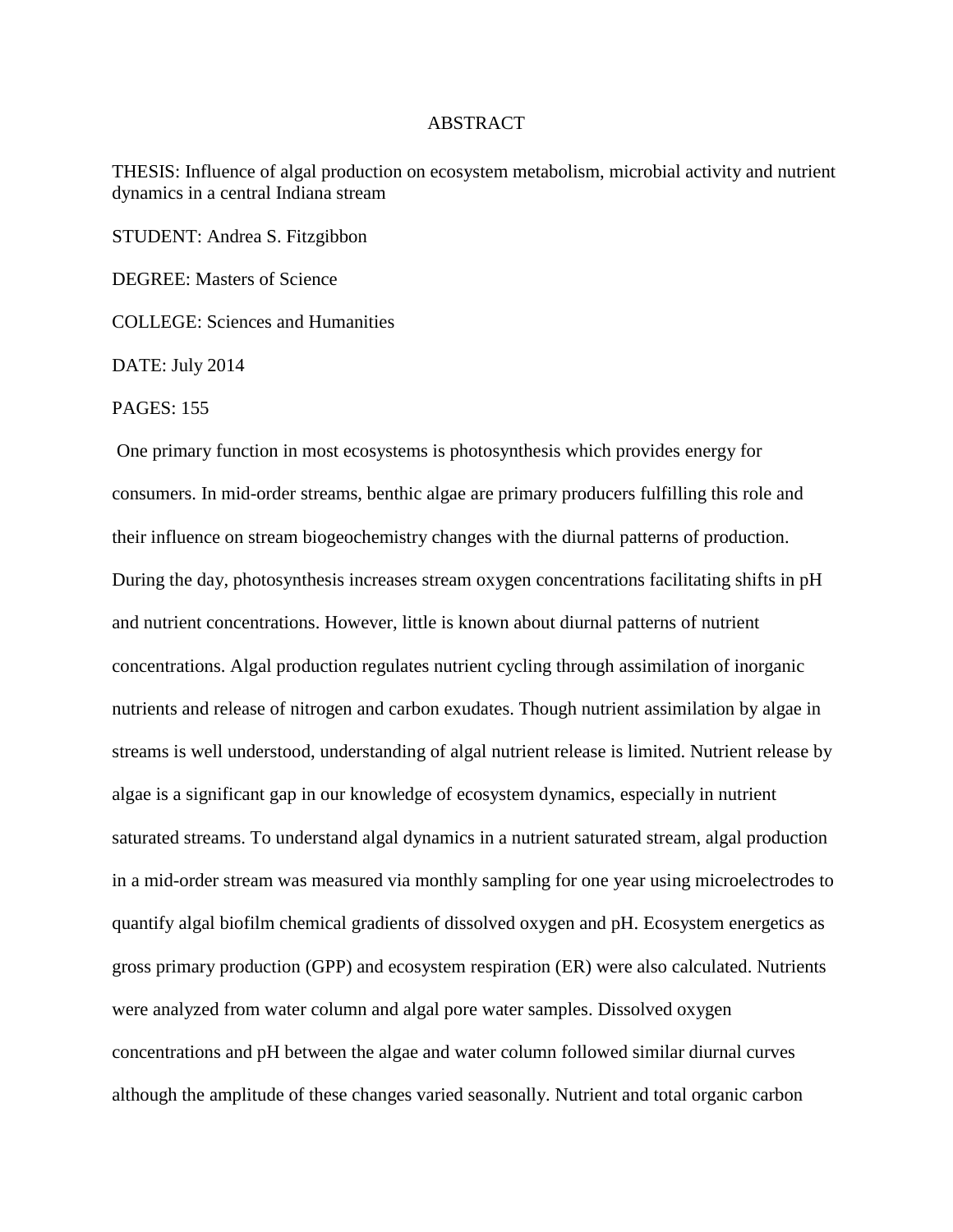# ABSTRACT

THESIS: Influence of algal production on ecosystem metabolism, microbial activity and nutrient dynamics in a central Indiana stream

STUDENT: Andrea S. Fitzgibbon

DEGREE: Masters of Science

COLLEGE: Sciences and Humanities

DATE: July 2014

PAGES: 155

One primary function in most ecosystems is photosynthesis which provides energy for consumers. In mid-order streams, benthic algae are primary producers fulfilling this role and their influence on stream biogeochemistry changes with the diurnal patterns of production. During the day, photosynthesis increases stream oxygen concentrations facilitating shifts in pH and nutrient concentrations. However, little is known about diurnal patterns of nutrient concentrations. Algal production regulates nutrient cycling through assimilation of inorganic nutrients and release of nitrogen and carbon exudates. Though nutrient assimilation by algae in streams is well understood, understanding of algal nutrient release is limited. Nutrient release by algae is a significant gap in our knowledge of ecosystem dynamics, especially in nutrient saturated streams. To understand algal dynamics in a nutrient saturated stream, algal production in a mid-order stream was measured via monthly sampling for one year using microelectrodes to quantify algal biofilm chemical gradients of dissolved oxygen and pH. Ecosystem energetics as gross primary production (GPP) and ecosystem respiration (ER) were also calculated. Nutrients were analyzed from water column and algal pore water samples. Dissolved oxygen concentrations and pH between the algae and water column followed similar diurnal curves although the amplitude of these changes varied seasonally. Nutrient and total organic carbon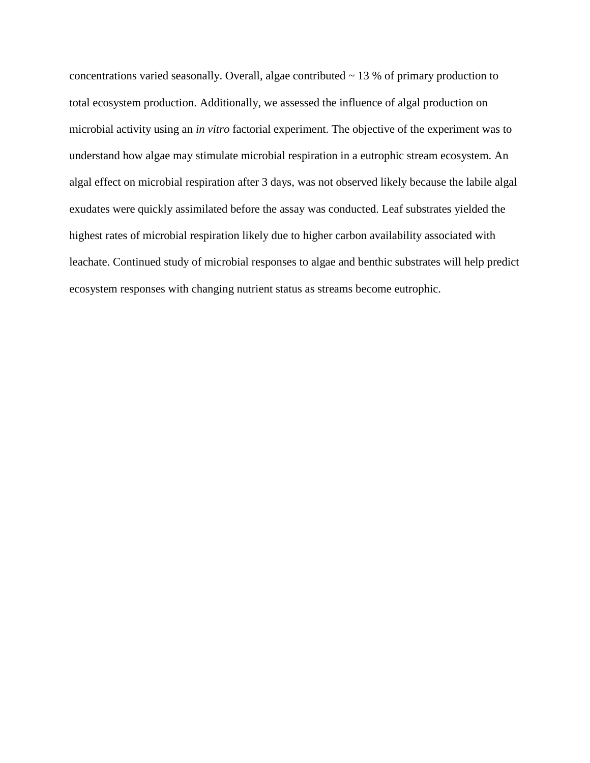concentrations varied seasonally. Overall, algae contributed ~ 13 % of primary production to total ecosystem production. Additionally, we assessed the influence of algal production on microbial activity using an *in vitro* factorial experiment. The objective of the experiment was to understand how algae may stimulate microbial respiration in a eutrophic stream ecosystem. An algal effect on microbial respiration after 3 days, was not observed likely because the labile algal exudates were quickly assimilated before the assay was conducted. Leaf substrates yielded the highest rates of microbial respiration likely due to higher carbon availability associated with leachate. Continued study of microbial responses to algae and benthic substrates will help predict ecosystem responses with changing nutrient status as streams become eutrophic.